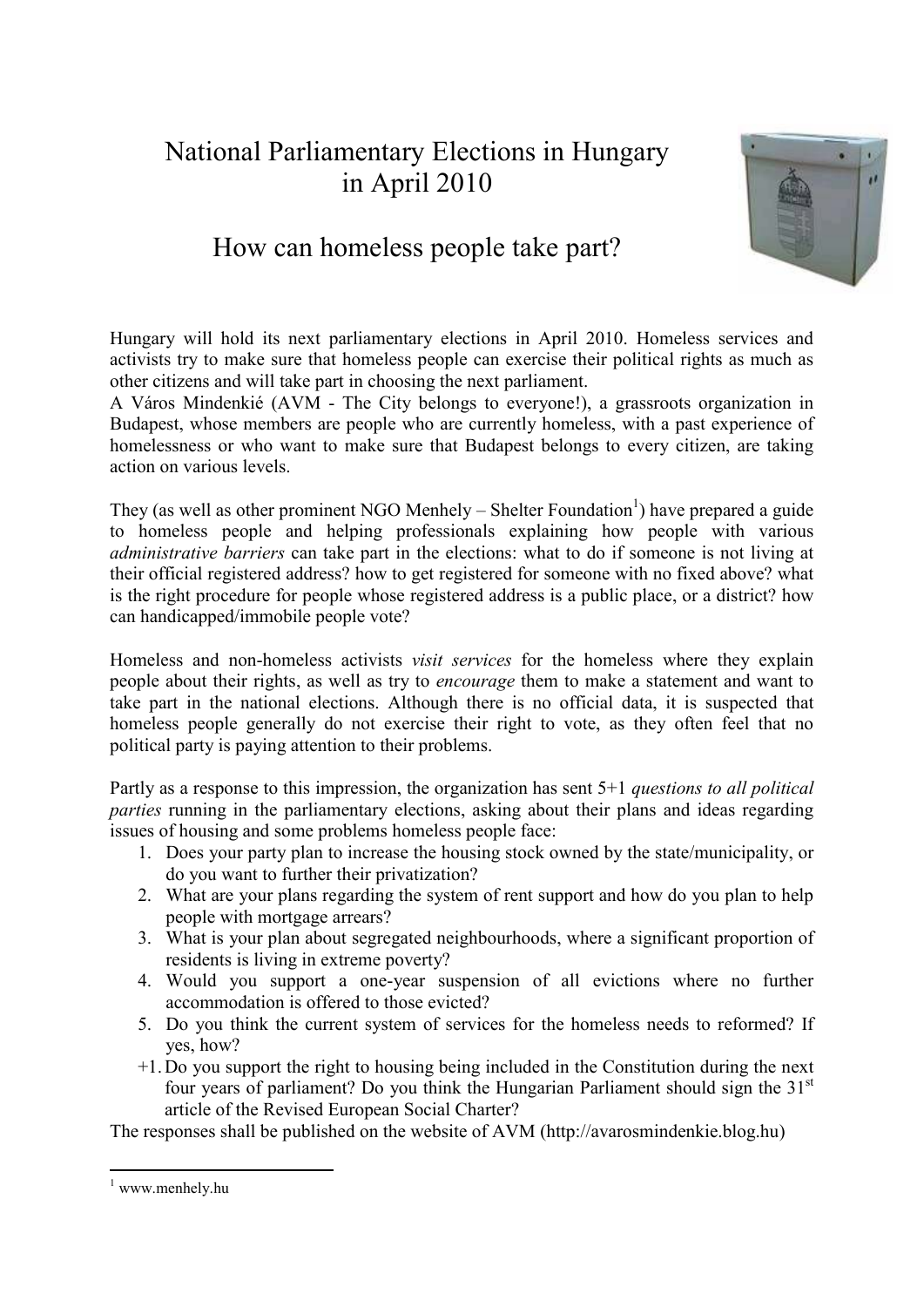# National Parliamentary Elections in Hungary in April 2010

## How can homeless people take part?

Hungary will hold its next parliamentary elections in April 2010. Homeless services and activists try to make sure that homeless people can exercise their political rights as much as other citizens and will take part in choosing the next parliament.

A Város Mindenkié (AVM - The City belongs to everyone!), a grassroots organization in Budapest, whose members are people who are currently homeless, with a past experience of homelessness or who want to make sure that Budapest belongs to every citizen, are taking action on various levels.

They (as well as other prominent NGO Menhely – Shelter Foundation[1]) have prepared a guide to homeless people and helping professionals explaining how people with various *administrative barriers* can take part in the elections: what to do if someone is not living at their official registered address? how to get registered for someone with no fixed above? what is the right procedure for people whose registered address is a public place, or a district? how can handicapped/immobile people vote?

Homeless and non-homeless activists *visit services* for the homeless where they explain people about their rights, as well as try to *encourage* them to make a statement and want to take part in the national elections. Although there is no official data, it is suspected that homeless people generally do not exercise their right to vote, as they often feel that no political party is paying attention to their problems.

Partly as a response to this impression, the organization has sent 5+1 *questions to all political parties* running in the parliamentary elections, asking about their plans and ideas regarding issues of housing and some problems homeless people face:

1. Does your party plan to increase the housing stock owned by the state/municipality, or do you want to further their privatization?
2. What are your plans regarding the system of rent support and how do you plan to help people with mortgage arrears?
3. What is your plan about segregated neighbourhoods, where a significant proportion of residents is living in extreme poverty?
4. Would you support a one-year suspension of all evictions where no further accommodation is offered to those evicted?
5. Do you think the current system of services for the homeless needs to reformed? If yes, how?

+1. Do you support the right to housing being included in the Constitution during the next four years of parliament? Do you think the Hungarian Parliament should sign the 31st article of the Revised European Social Charter?

The responses shall be published on the website of AVM (http://avarosmindenkie.blog.hu)

[1] www.menhely.hu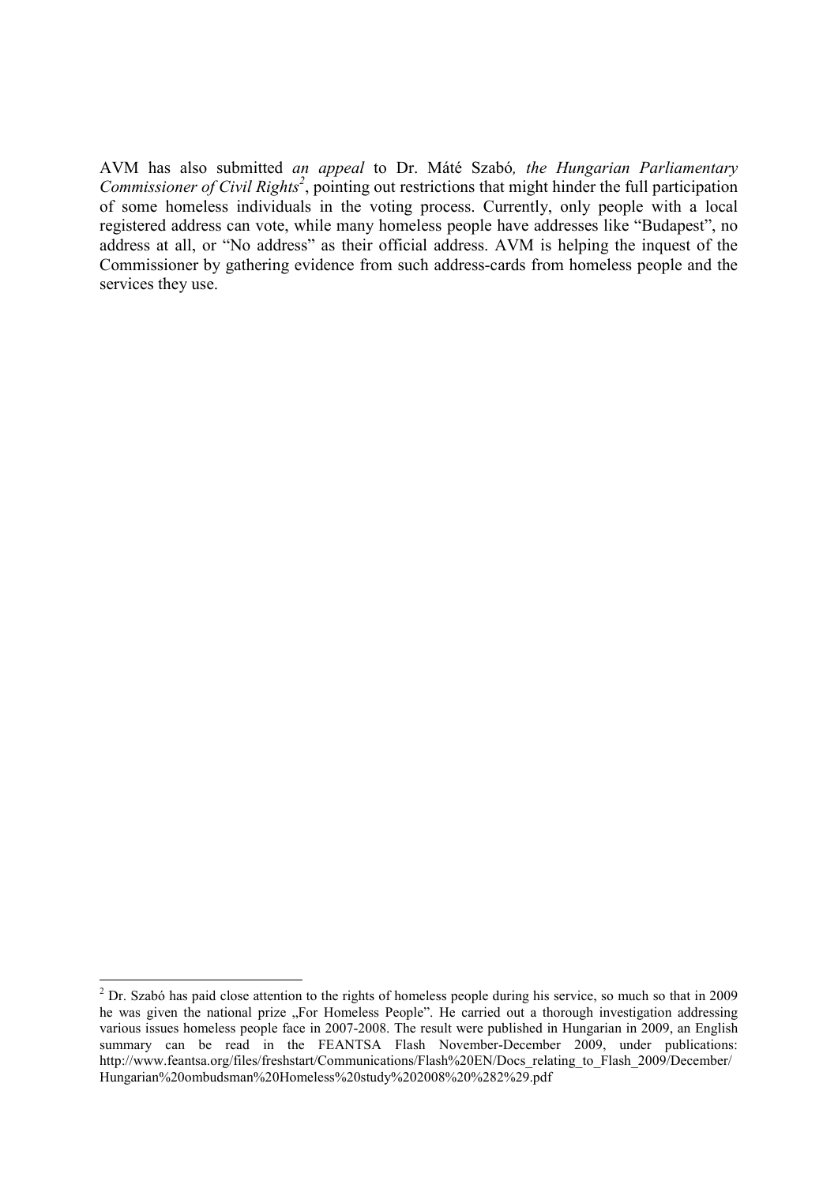AVM has also submitted *an appeal* to Dr. Máté Szabó*, the Hungarian Parliamentary Commissioner of Civil Rights*[2], pointing out restrictions that might hinder the full participation of some homeless individuals in the voting process. Currently, only people with a local registered address can vote, while many homeless people have addresses like "Budapest", no address at all, or "No address" as their official address. AVM is helping the inquest of the Commissioner by gathering evidence from such address-cards from homeless people and the services they use.

---

[2] Dr. Szabó has paid close attention to the rights of homeless people during his service, so much so that in 2009 he was given the national prize „For Homeless People". He carried out a thorough investigation addressing various issues homeless people face in 2007-2008. The result were published in Hungarian in 2009, an English summary can be read in the FEANTSA Flash November-December 2009, under publications: http://www.feantsa.org/files/freshstart/Communications/Flash%20EN/Docs_relating_to_Flash_2009/December/Hungarian%20ombudsman%20Homeless%20study%202008%20%282%29.pdf